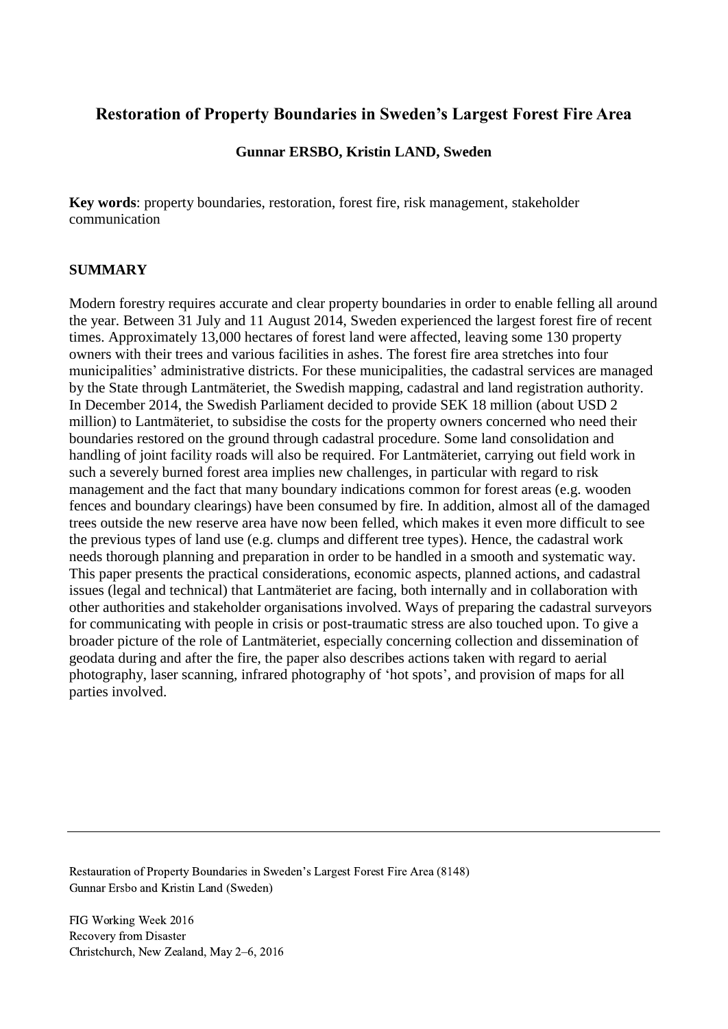# Restoration of Property Boundaries in Sweden's Largest Forest Fire Area

**Gunnar ERSBO, Kristin LAND, Sweden**

**Key words**: property boundaries, restoration, forest fire, risk management, stakeholder communication

## SUMMARY

Modern forestry requires accurate and clear property boundaries in order to enable felling all around the year. Between 31 July and 11 August 2014, Sweden experienced the largest forest fire of recent times. Approximately 13,000 hectares of forest land were affected, leaving some 130 property owners with their trees and various facilities in ashes. The forest fire area stretches into four municipalities' administrative districts. For these municipalities, the cadastral services are managed by the State through Lantmäteriet, the Swedish mapping, cadastral and land registration authority. In December 2014, the Swedish Parliament decided to provide SEK 18 million (about USD 2 million) to Lantmäteriet, to subsidise the costs for the property owners concerned who need their boundaries restored on the ground through cadastral procedure. Some land consolidation and handling of joint facility roads will also be required. For Lantmäteriet, carrying out field work in such a severely burned forest area implies new challenges, in particular with regard to risk management and the fact that many boundary indications common for forest areas (e.g. wooden fences and boundary clearings) have been consumed by fire. In addition, almost all of the damaged trees outside the new reserve area have now been felled, which makes it even more difficult to see the previous types of land use (e.g. clumps and different tree types). Hence, the cadastral work needs thorough planning and preparation in order to be handled in a smooth and systematic way. This paper presents the practical considerations, economic aspects, planned actions, and cadastral issues (legal and technical) that Lantmäteriet are facing, both internally and in collaboration with other authorities and stakeholder organisations involved. Ways of preparing the cadastral surveyors for communicating with people in crisis or post-traumatic stress are also touched upon. To give a broader picture of the role of Lantmäteriet, especially concerning collection and dissemination of geodata during and after the fire, the paper also describes actions taken with regard to aerial photography, laser scanning, infrared photography of 'hot spots', and provision of maps for all parties involved.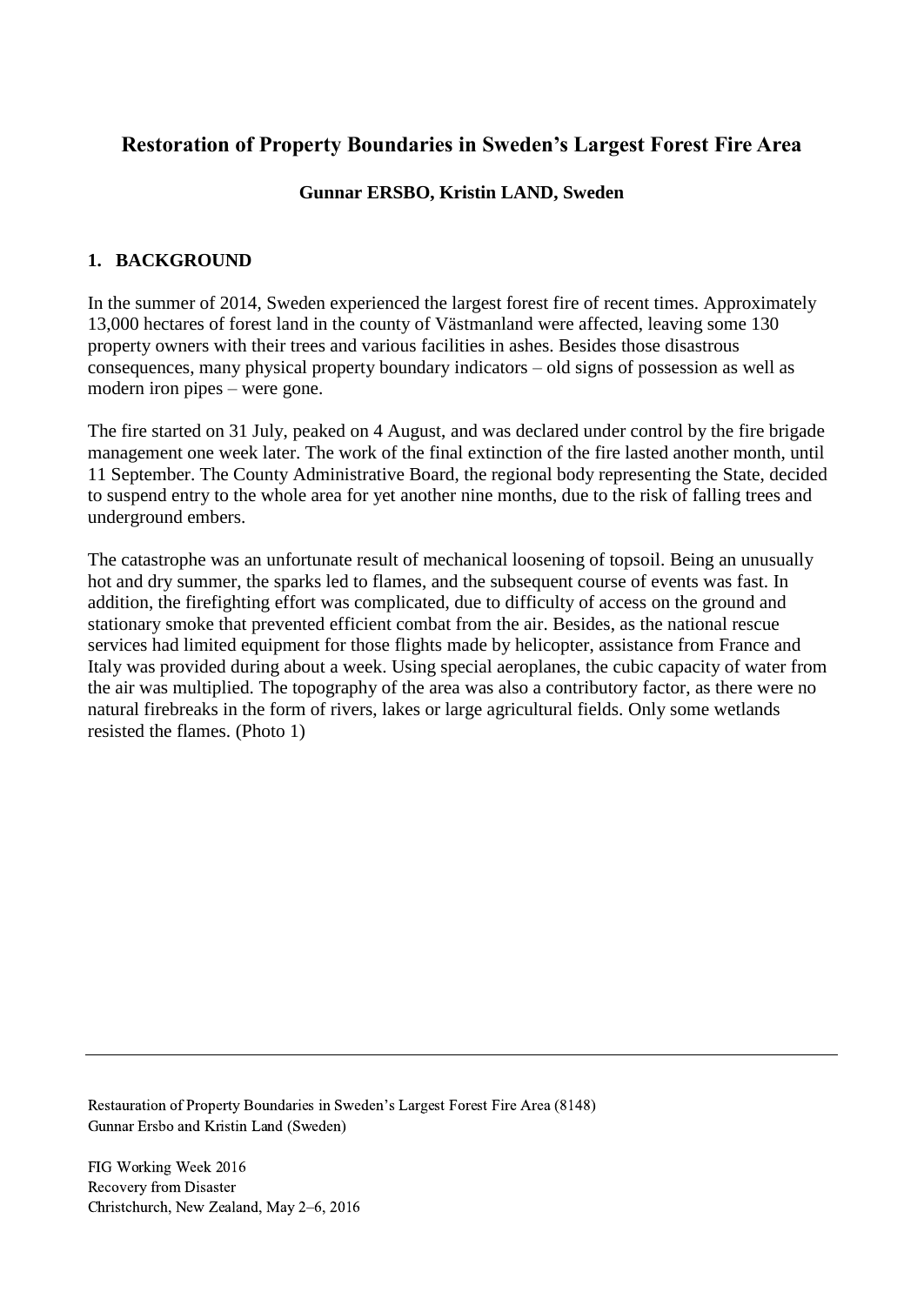# Restoration of Property Boundaries in Sweden's Largest Forest Fire Area

**Gunnar ERSBO, Kristin LAND, Sweden**

## 1. BACKGROUND

In the summer of 2014, Sweden experienced the largest forest fire of recent times. Approximately 13,000 hectares of forest land in the county of Västmanland were affected, leaving some 130 property owners with their trees and various facilities in ashes. Besides those disastrous consequences, many physical property boundary indicators – old signs of possession as well as modern iron pipes – were gone.

The fire started on 31 July, peaked on 4 August, and was declared under control by the fire brigade management one week later. The work of the final extinction of the fire lasted another month, until 11 September. The County Administrative Board, the regional body representing the State, decided to suspend entry to the whole area for yet another nine months, due to the risk of falling trees and underground embers.

The catastrophe was an unfortunate result of mechanical loosening of topsoil. Being an unusually hot and dry summer, the sparks led to flames, and the subsequent course of events was fast. In addition, the firefighting effort was complicated, due to difficulty of access on the ground and stationary smoke that prevented efficient combat from the air. Besides, as the national rescue services had limited equipment for those flights made by helicopter, assistance from France and Italy was provided during about a week. Using special aeroplanes, the cubic capacity of water from the air was multiplied. The topography of the area was also a contributory factor, as there were no natural firebreaks in the form of rivers, lakes or large agricultural fields. Only some wetlands resisted the flames. (Photo 1)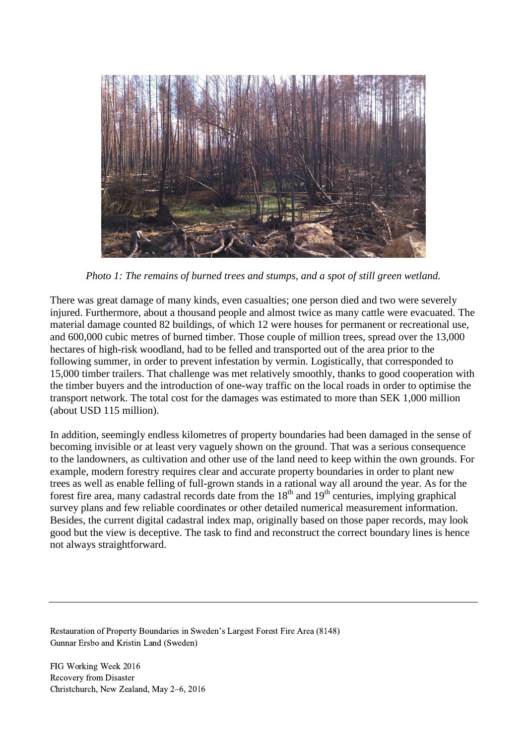*Photo 1: The remains of burned trees and stumps, and a spot of still green wetland.*

There was great damage of many kinds, even casualties; one person died and two were severely injured. Furthermore, about a thousand people and almost twice as many cattle were evacuated. The material damage counted 82 buildings, of which 12 were houses for permanent or recreational use, and 600,000 cubic metres of burned timber. Those couple of million trees, spread over the 13,000 hectares of high-risk woodland, had to be felled and transported out of the area prior to the following summer, in order to prevent infestation by vermin. Logistically, that corresponded to 15,000 timber trailers. That challenge was met relatively smoothly, thanks to good cooperation with the timber buyers and the introduction of one-way traffic on the local roads in order to optimise the transport network. The total cost for the damages was estimated to more than SEK 1,000 million (about USD 115 million).

In addition, seemingly endless kilometres of property boundaries had been damaged in the sense of becoming invisible or at least very vaguely shown on the ground. That was a serious consequence to the landowners, as cultivation and other use of the land need to keep within the own grounds. For example, modern forestry requires clear and accurate property boundaries in order to plant new trees as well as enable felling of full-grown stands in a rational way all around the year. As for the forest fire area, many cadastral records date from the 18th and 19th centuries, implying graphical survey plans and few reliable coordinates or other detailed numerical measurement information. Besides, the current digital cadastral index map, originally based on those paper records, may look good but the view is deceptive. The task to find and reconstruct the correct boundary lines is hence not always straightforward.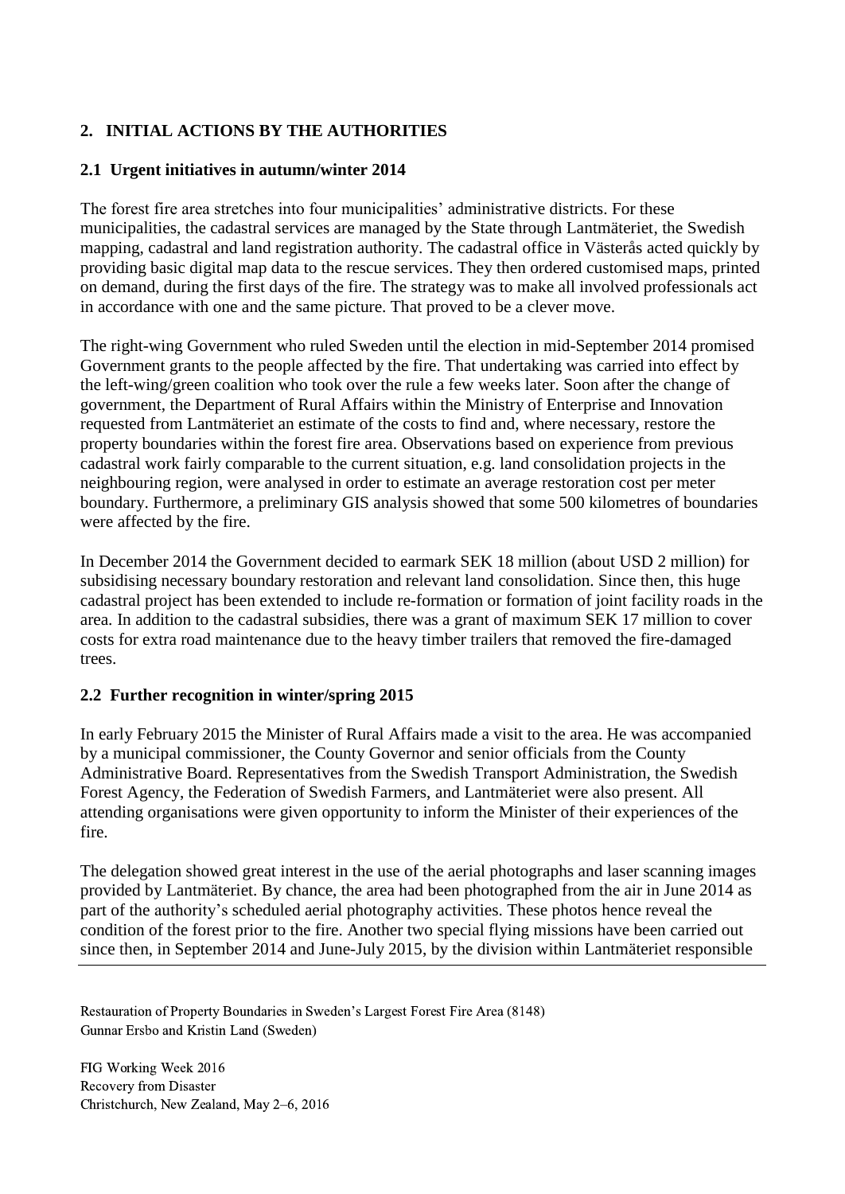## 2. INITIAL ACTIONS BY THE AUTHORITIES

### 2.1 Urgent initiatives in autumn/winter 2014

The forest fire area stretches into four municipalities' administrative districts. For these municipalities, the cadastral services are managed by the State through Lantmäteriet, the Swedish mapping, cadastral and land registration authority. The cadastral office in Västerås acted quickly by providing basic digital map data to the rescue services. They then ordered customised maps, printed on demand, during the first days of the fire. The strategy was to make all involved professionals act in accordance with one and the same picture. That proved to be a clever move.

The right-wing Government who ruled Sweden until the election in mid-September 2014 promised Government grants to the people affected by the fire. That undertaking was carried into effect by the left-wing/green coalition who took over the rule a few weeks later. Soon after the change of government, the Department of Rural Affairs within the Ministry of Enterprise and Innovation requested from Lantmäteriet an estimate of the costs to find and, where necessary, restore the property boundaries within the forest fire area. Observations based on experience from previous cadastral work fairly comparable to the current situation, e.g. land consolidation projects in the neighbouring region, were analysed in order to estimate an average restoration cost per meter boundary. Furthermore, a preliminary GIS analysis showed that some 500 kilometres of boundaries were affected by the fire.

In December 2014 the Government decided to earmark SEK 18 million (about USD 2 million) for subsidising necessary boundary restoration and relevant land consolidation. Since then, this huge cadastral project has been extended to include re-formation or formation of joint facility roads in the area. In addition to the cadastral subsidies, there was a grant of maximum SEK 17 million to cover costs for extra road maintenance due to the heavy timber trailers that removed the fire-damaged trees.

### 2.2 Further recognition in winter/spring 2015

In early February 2015 the Minister of Rural Affairs made a visit to the area. He was accompanied by a municipal commissioner, the County Governor and senior officials from the County Administrative Board. Representatives from the Swedish Transport Administration, the Swedish Forest Agency, the Federation of Swedish Farmers, and Lantmäteriet were also present. All attending organisations were given opportunity to inform the Minister of their experiences of the fire.

The delegation showed great interest in the use of the aerial photographs and laser scanning images provided by Lantmäteriet. By chance, the area had been photographed from the air in June 2014 as part of the authority's scheduled aerial photography activities. These photos hence reveal the condition of the forest prior to the fire. Another two special flying missions have been carried out since then, in September 2014 and June-July 2015, by the division within Lantmäteriet responsible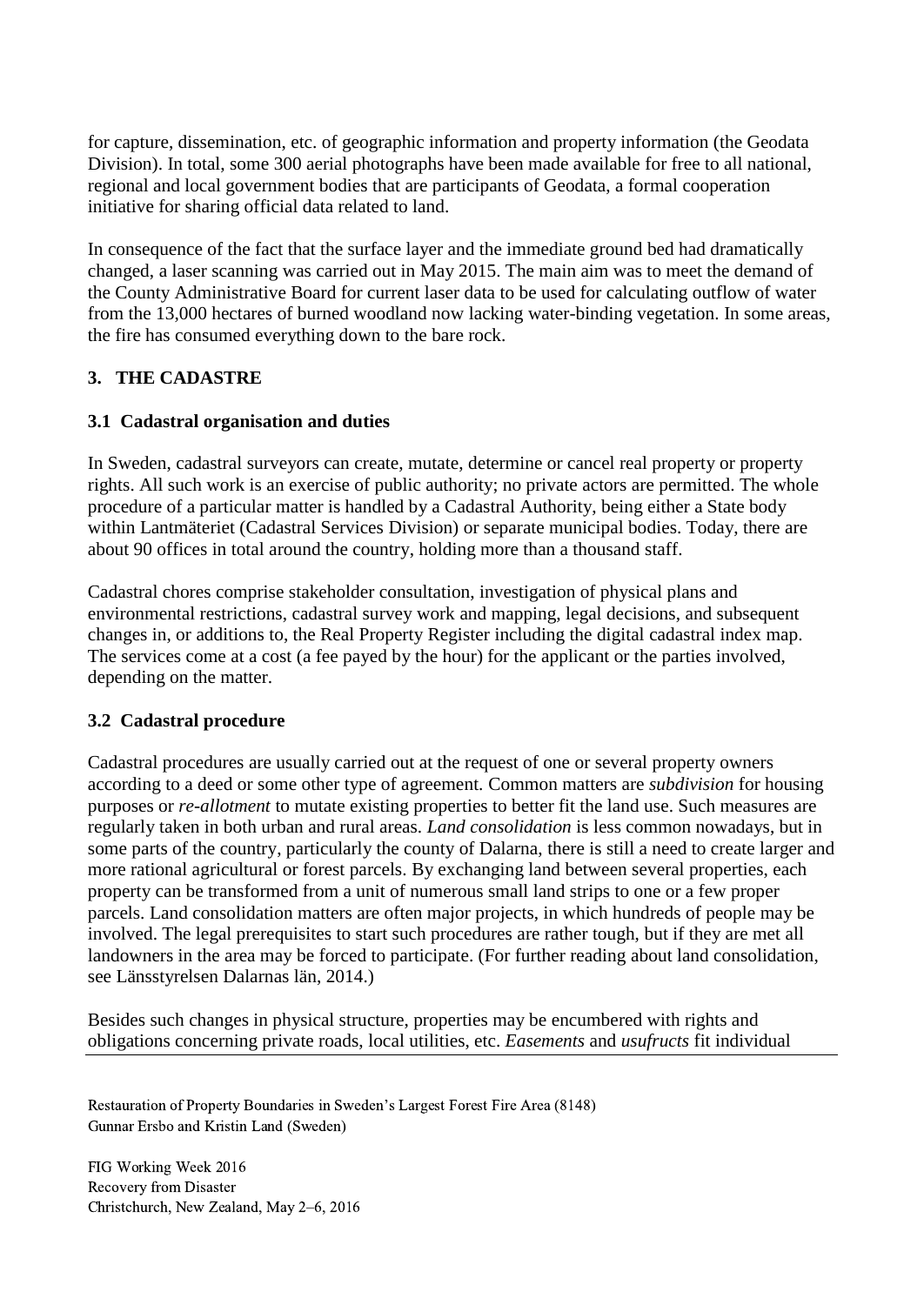for capture, dissemination, etc. of geographic information and property information (the Geodata Division). In total, some 300 aerial photographs have been made available for free to all national, regional and local government bodies that are participants of Geodata, a formal cooperation initiative for sharing official data related to land.

In consequence of the fact that the surface layer and the immediate ground bed had dramatically changed, a laser scanning was carried out in May 2015. The main aim was to meet the demand of the County Administrative Board for current laser data to be used for calculating outflow of water from the 13,000 hectares of burned woodland now lacking water-binding vegetation. In some areas, the fire has consumed everything down to the bare rock.

## 3. THE CADASTRE

### 3.1 Cadastral organisation and duties

In Sweden, cadastral surveyors can create, mutate, determine or cancel real property or property rights. All such work is an exercise of public authority; no private actors are permitted. The whole procedure of a particular matter is handled by a Cadastral Authority, being either a State body within Lantmäteriet (Cadastral Services Division) or separate municipal bodies. Today, there are about 90 offices in total around the country, holding more than a thousand staff.

Cadastral chores comprise stakeholder consultation, investigation of physical plans and environmental restrictions, cadastral survey work and mapping, legal decisions, and subsequent changes in, or additions to, the Real Property Register including the digital cadastral index map. The services come at a cost (a fee payed by the hour) for the applicant or the parties involved, depending on the matter.

### 3.2 Cadastral procedure

Cadastral procedures are usually carried out at the request of one or several property owners according to a deed or some other type of agreement. Common matters are *subdivision* for housing purposes or *re-allotment* to mutate existing properties to better fit the land use. Such measures are regularly taken in both urban and rural areas. *Land consolidation* is less common nowadays, but in some parts of the country, particularly the county of Dalarna, there is still a need to create larger and more rational agricultural or forest parcels. By exchanging land between several properties, each property can be transformed from a unit of numerous small land strips to one or a few proper parcels. Land consolidation matters are often major projects, in which hundreds of people may be involved. The legal prerequisites to start such procedures are rather tough, but if they are met all landowners in the area may be forced to participate. (For further reading about land consolidation, see Länsstyrelsen Dalarnas län, 2014.)

Besides such changes in physical structure, properties may be encumbered with rights and obligations concerning private roads, local utilities, etc. *Easements* and *usufructs* fit individual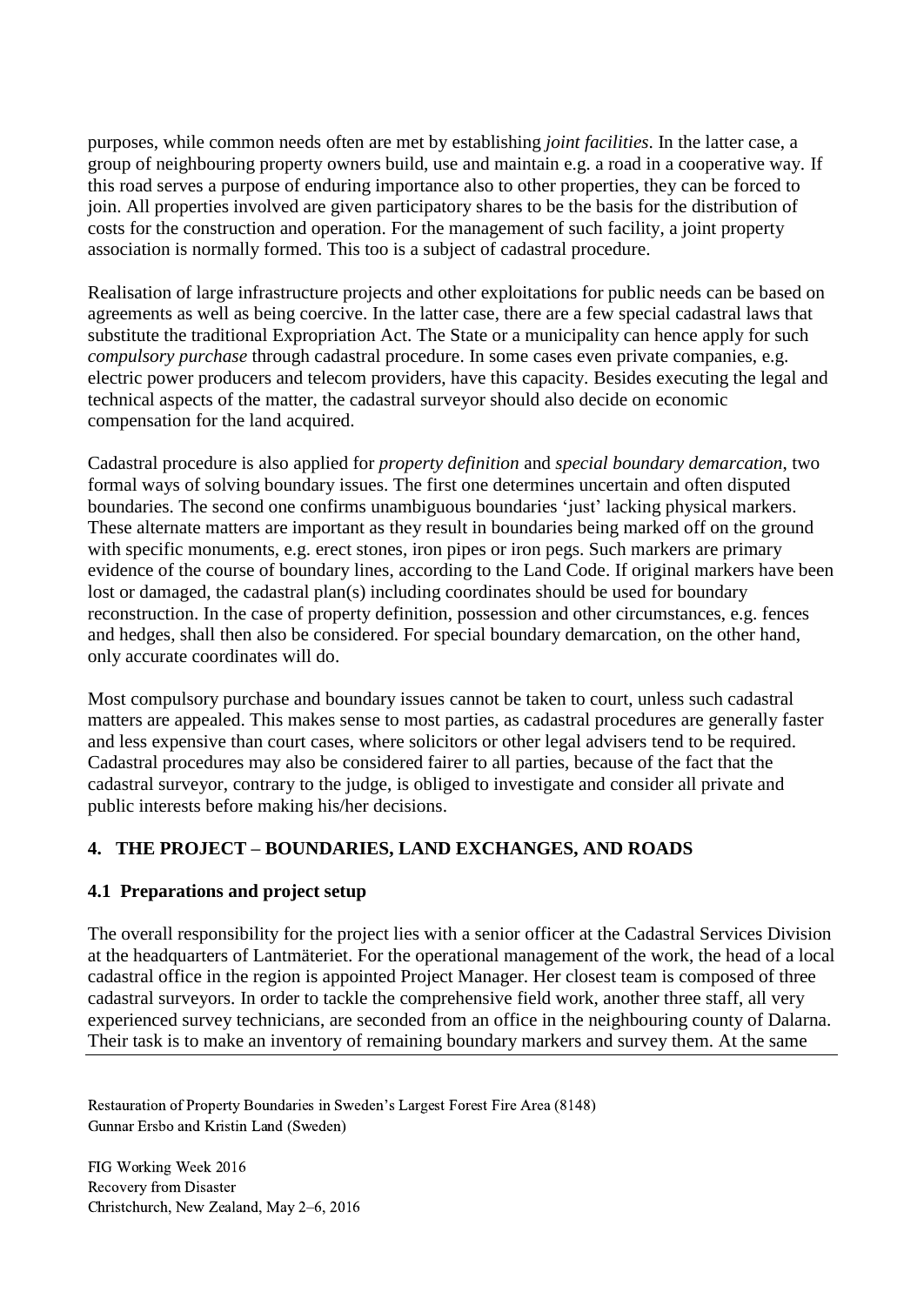purposes, while common needs often are met by establishing *joint facilities*. In the latter case, a group of neighbouring property owners build, use and maintain e.g. a road in a cooperative way. If this road serves a purpose of enduring importance also to other properties, they can be forced to join. All properties involved are given participatory shares to be the basis for the distribution of costs for the construction and operation. For the management of such facility, a joint property association is normally formed. This too is a subject of cadastral procedure.

Realisation of large infrastructure projects and other exploitations for public needs can be based on agreements as well as being coercive. In the latter case, there are a few special cadastral laws that substitute the traditional Expropriation Act. The State or a municipality can hence apply for such *compulsory purchase* through cadastral procedure. In some cases even private companies, e.g. electric power producers and telecom providers, have this capacity. Besides executing the legal and technical aspects of the matter, the cadastral surveyor should also decide on economic compensation for the land acquired.

Cadastral procedure is also applied for *property definition* and *special boundary demarcation*, two formal ways of solving boundary issues. The first one determines uncertain and often disputed boundaries. The second one confirms unambiguous boundaries 'just' lacking physical markers. These alternate matters are important as they result in boundaries being marked off on the ground with specific monuments, e.g. erect stones, iron pipes or iron pegs. Such markers are primary evidence of the course of boundary lines, according to the Land Code. If original markers have been lost or damaged, the cadastral plan(s) including coordinates should be used for boundary reconstruction. In the case of property definition, possession and other circumstances, e.g. fences and hedges, shall then also be considered. For special boundary demarcation, on the other hand, only accurate coordinates will do.

Most compulsory purchase and boundary issues cannot be taken to court, unless such cadastral matters are appealed. This makes sense to most parties, as cadastral procedures are generally faster and less expensive than court cases, where solicitors or other legal advisers tend to be required. Cadastral procedures may also be considered fairer to all parties, because of the fact that the cadastral surveyor, contrary to the judge, is obliged to investigate and consider all private and public interests before making his/her decisions.

## 4. THE PROJECT – BOUNDARIES, LAND EXCHANGES, AND ROADS

### 4.1 Preparations and project setup

The overall responsibility for the project lies with a senior officer at the Cadastral Services Division at the headquarters of Lantmäteriet. For the operational management of the work, the head of a local cadastral office in the region is appointed Project Manager. Her closest team is composed of three cadastral surveyors. In order to tackle the comprehensive field work, another three staff, all very experienced survey technicians, are seconded from an office in the neighbouring county of Dalarna. Their task is to make an inventory of remaining boundary markers and survey them. At the same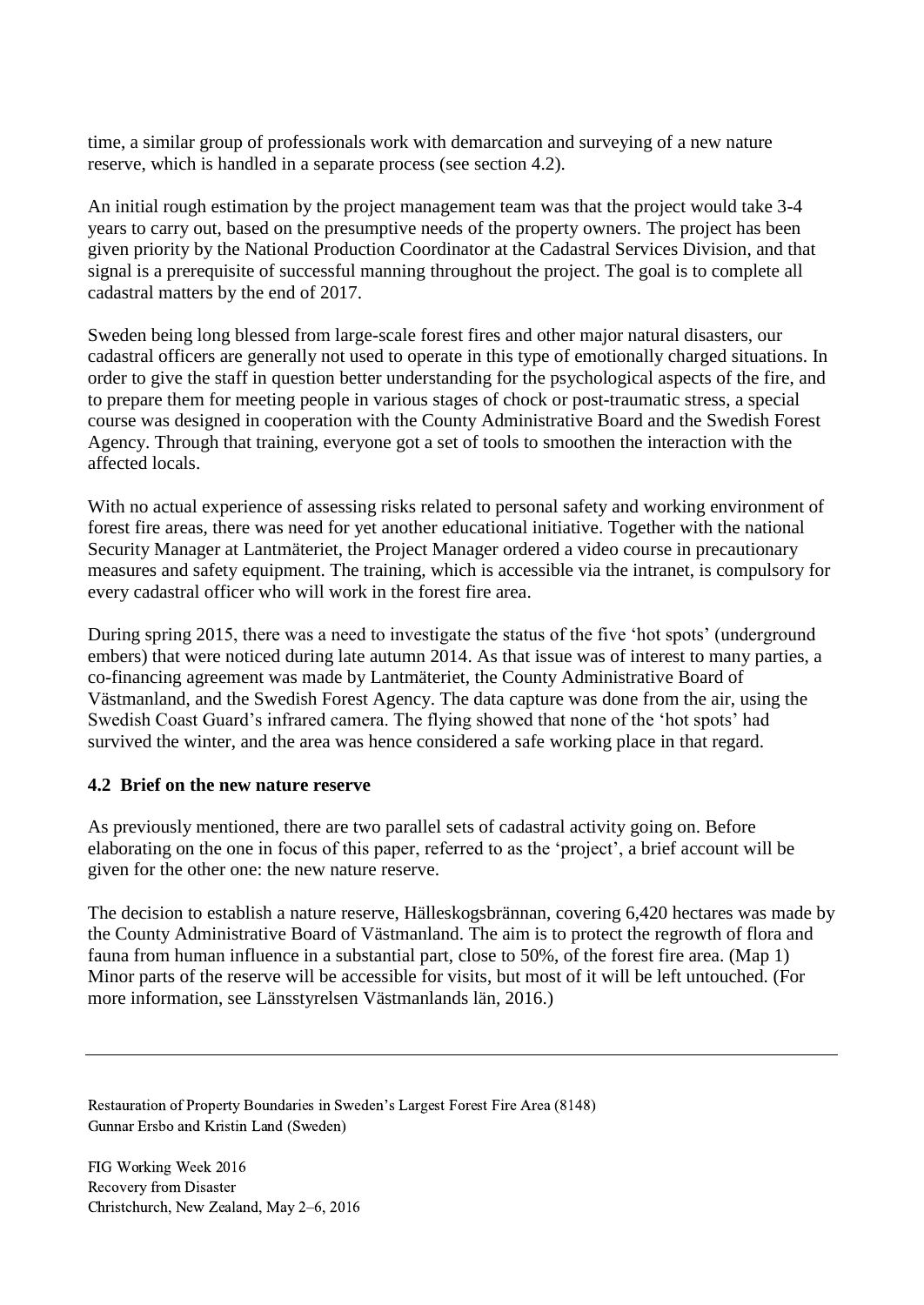time, a similar group of professionals work with demarcation and surveying of a new nature reserve, which is handled in a separate process (see section 4.2).

An initial rough estimation by the project management team was that the project would take 3-4 years to carry out, based on the presumptive needs of the property owners. The project has been given priority by the National Production Coordinator at the Cadastral Services Division, and that signal is a prerequisite of successful manning throughout the project. The goal is to complete all cadastral matters by the end of 2017.

Sweden being long blessed from large-scale forest fires and other major natural disasters, our cadastral officers are generally not used to operate in this type of emotionally charged situations. In order to give the staff in question better understanding for the psychological aspects of the fire, and to prepare them for meeting people in various stages of chock or post-traumatic stress, a special course was designed in cooperation with the County Administrative Board and the Swedish Forest Agency. Through that training, everyone got a set of tools to smoothen the interaction with the affected locals.

With no actual experience of assessing risks related to personal safety and working environment of forest fire areas, there was need for yet another educational initiative. Together with the national Security Manager at Lantmäteriet, the Project Manager ordered a video course in precautionary measures and safety equipment. The training, which is accessible via the intranet, is compulsory for every cadastral officer who will work in the forest fire area.

During spring 2015, there was a need to investigate the status of the five 'hot spots' (underground embers) that were noticed during late autumn 2014. As that issue was of interest to many parties, a co-financing agreement was made by Lantmäteriet, the County Administrative Board of Västmanland, and the Swedish Forest Agency. The data capture was done from the air, using the Swedish Coast Guard's infrared camera. The flying showed that none of the 'hot spots' had survived the winter, and the area was hence considered a safe working place in that regard.

### 4.2 Brief on the new nature reserve

As previously mentioned, there are two parallel sets of cadastral activity going on. Before elaborating on the one in focus of this paper, referred to as the 'project', a brief account will be given for the other one: the new nature reserve.

The decision to establish a nature reserve, Hälleskogsbrännan, covering 6,420 hectares was made by the County Administrative Board of Västmanland. The aim is to protect the regrowth of flora and fauna from human influence in a substantial part, close to 50%, of the forest fire area. (Map 1) Minor parts of the reserve will be accessible for visits, but most of it will be left untouched. (For more information, see Länsstyrelsen Västmanlands län, 2016.)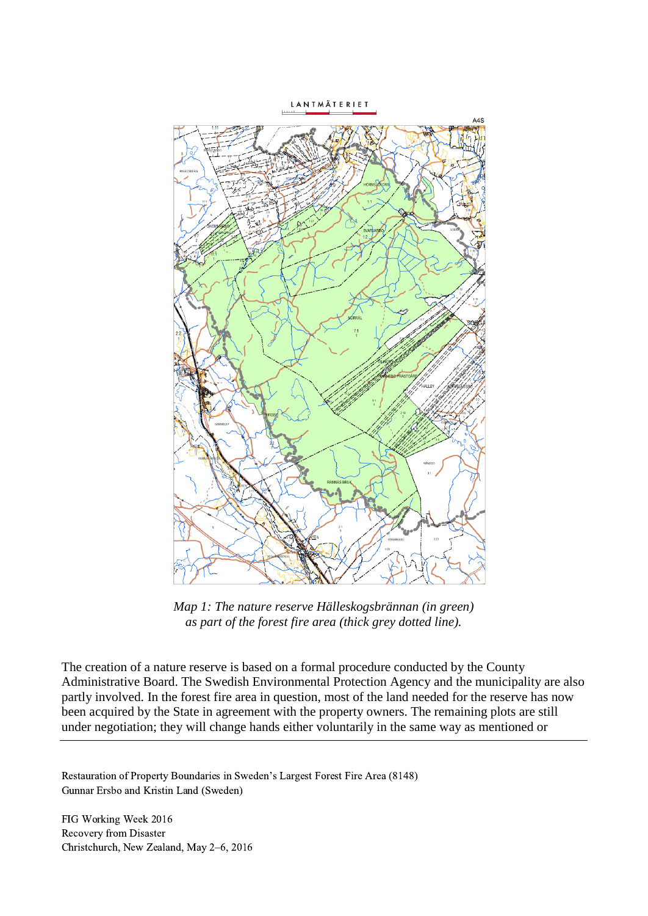*Map 1: The nature reserve Hälleskogsbrännan (in green) as part of the forest fire area (thick grey dotted line).*

The creation of a nature reserve is based on a formal procedure conducted by the County Administrative Board. The Swedish Environmental Protection Agency and the municipality are also partly involved. In the forest fire area in question, most of the land needed for the reserve has now been acquired by the State in agreement with the property owners. The remaining plots are still under negotiation; they will change hands either voluntarily in the same way as mentioned or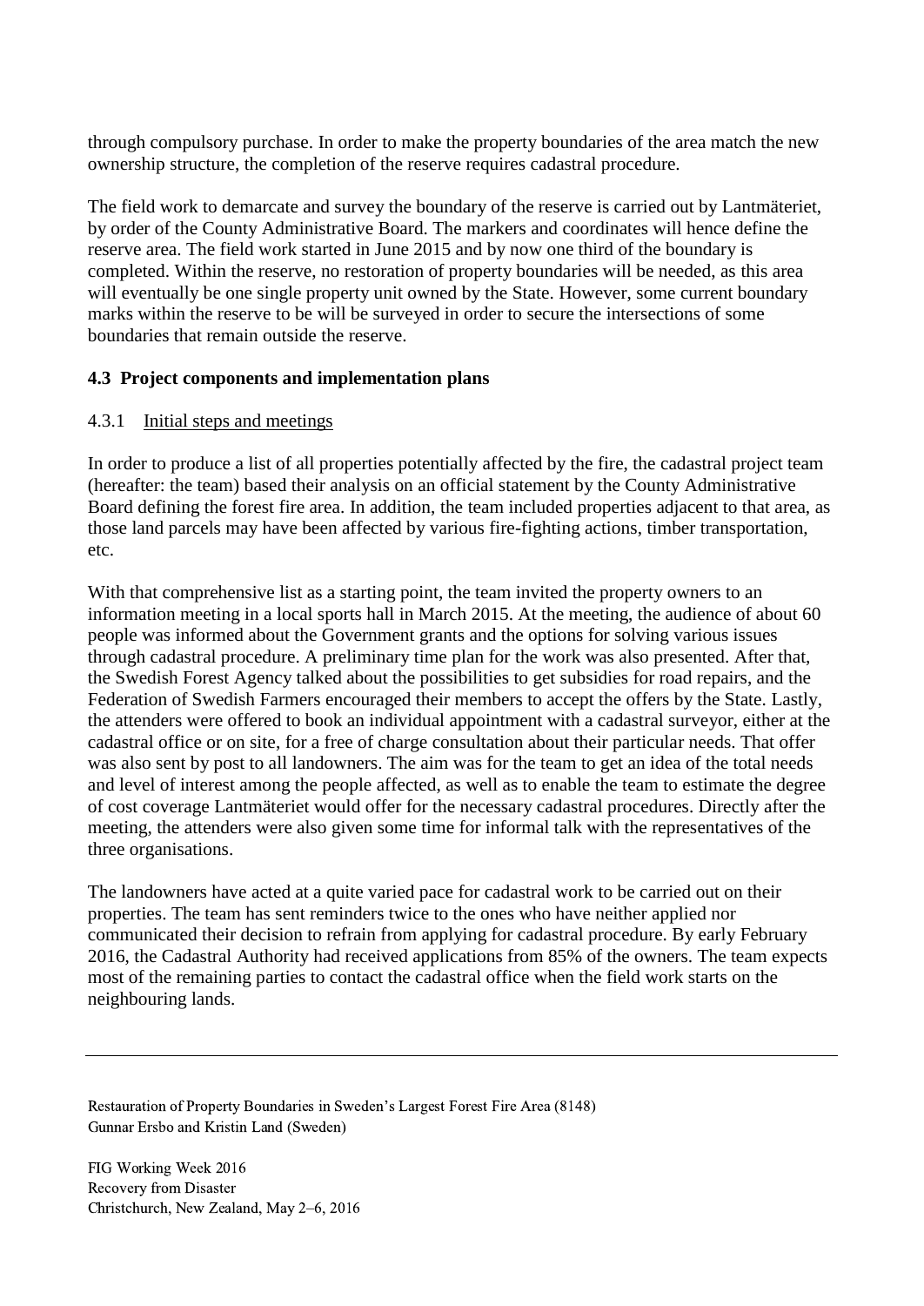through compulsory purchase. In order to make the property boundaries of the area match the new ownership structure, the completion of the reserve requires cadastral procedure.

The field work to demarcate and survey the boundary of the reserve is carried out by Lantmäteriet, by order of the County Administrative Board. The markers and coordinates will hence define the reserve area. The field work started in June 2015 and by now one third of the boundary is completed. Within the reserve, no restoration of property boundaries will be needed, as this area will eventually be one single property unit owned by the State. However, some current boundary marks within the reserve to be will be surveyed in order to secure the intersections of some boundaries that remain outside the reserve.

### 4.3 Project components and implementation plans

#### 4.3.1 Initial steps and meetings

In order to produce a list of all properties potentially affected by the fire, the cadastral project team (hereafter: the team) based their analysis on an official statement by the County Administrative Board defining the forest fire area. In addition, the team included properties adjacent to that area, as those land parcels may have been affected by various fire-fighting actions, timber transportation, etc.

With that comprehensive list as a starting point, the team invited the property owners to an information meeting in a local sports hall in March 2015. At the meeting, the audience of about 60 people was informed about the Government grants and the options for solving various issues through cadastral procedure. A preliminary time plan for the work was also presented. After that, the Swedish Forest Agency talked about the possibilities to get subsidies for road repairs, and the Federation of Swedish Farmers encouraged their members to accept the offers by the State. Lastly, the attenders were offered to book an individual appointment with a cadastral surveyor, either at the cadastral office or on site, for a free of charge consultation about their particular needs. That offer was also sent by post to all landowners. The aim was for the team to get an idea of the total needs and level of interest among the people affected, as well as to enable the team to estimate the degree of cost coverage Lantmäteriet would offer for the necessary cadastral procedures. Directly after the meeting, the attenders were also given some time for informal talk with the representatives of the three organisations.

The landowners have acted at a quite varied pace for cadastral work to be carried out on their properties. The team has sent reminders twice to the ones who have neither applied nor communicated their decision to refrain from applying for cadastral procedure. By early February 2016, the Cadastral Authority had received applications from 85% of the owners. The team expects most of the remaining parties to contact the cadastral office when the field work starts on the neighbouring lands.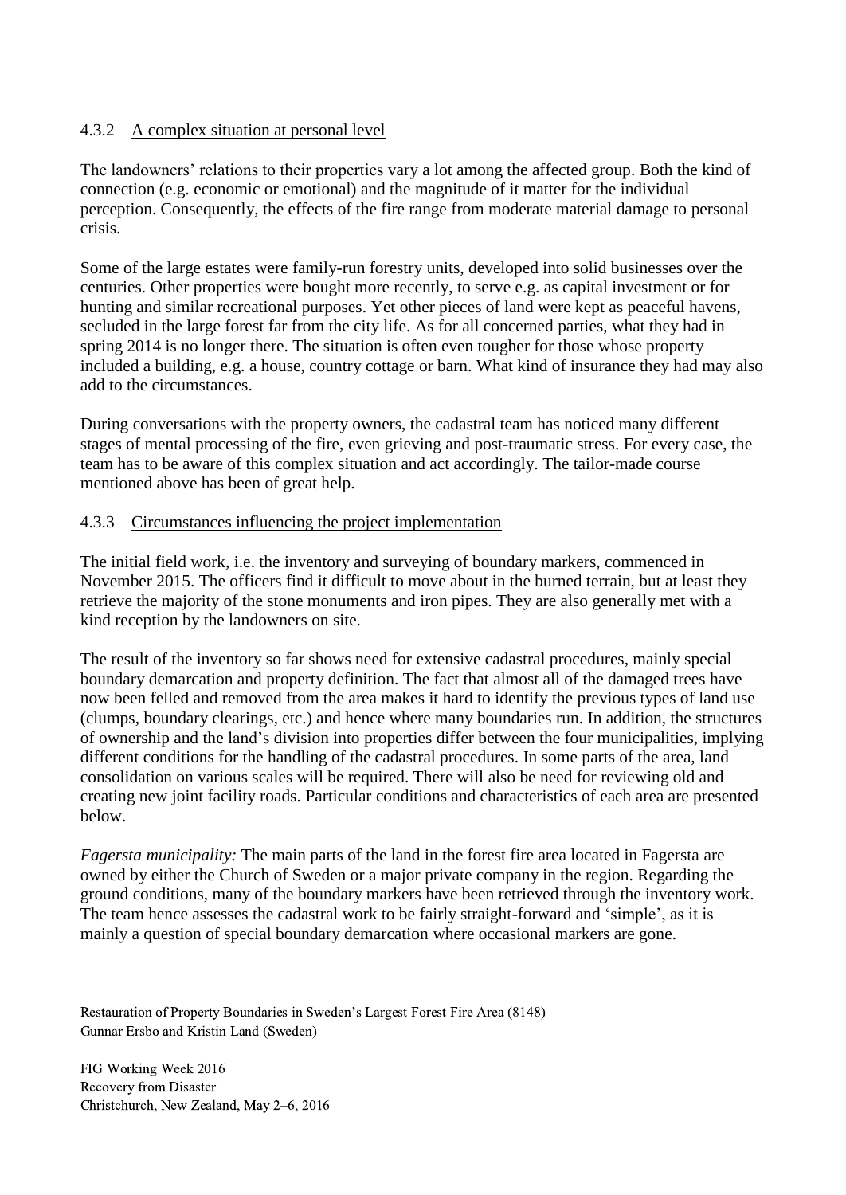#### 4.3.2 A complex situation at personal level

The landowners' relations to their properties vary a lot among the affected group. Both the kind of connection (e.g. economic or emotional) and the magnitude of it matter for the individual perception. Consequently, the effects of the fire range from moderate material damage to personal crisis.

Some of the large estates were family-run forestry units, developed into solid businesses over the centuries. Other properties were bought more recently, to serve e.g. as capital investment or for hunting and similar recreational purposes. Yet other pieces of land were kept as peaceful havens, secluded in the large forest far from the city life. As for all concerned parties, what they had in spring 2014 is no longer there. The situation is often even tougher for those whose property included a building, e.g. a house, country cottage or barn. What kind of insurance they had may also add to the circumstances.

During conversations with the property owners, the cadastral team has noticed many different stages of mental processing of the fire, even grieving and post-traumatic stress. For every case, the team has to be aware of this complex situation and act accordingly. The tailor-made course mentioned above has been of great help.

#### 4.3.3 Circumstances influencing the project implementation

The initial field work, i.e. the inventory and surveying of boundary markers, commenced in November 2015. The officers find it difficult to move about in the burned terrain, but at least they retrieve the majority of the stone monuments and iron pipes. They are also generally met with a kind reception by the landowners on site.

The result of the inventory so far shows need for extensive cadastral procedures, mainly special boundary demarcation and property definition. The fact that almost all of the damaged trees have now been felled and removed from the area makes it hard to identify the previous types of land use (clumps, boundary clearings, etc.) and hence where many boundaries run. In addition, the structures of ownership and the land's division into properties differ between the four municipalities, implying different conditions for the handling of the cadastral procedures. In some parts of the area, land consolidation on various scales will be required. There will also be need for reviewing old and creating new joint facility roads. Particular conditions and characteristics of each area are presented below.

*Fagersta municipality:* The main parts of the land in the forest fire area located in Fagersta are owned by either the Church of Sweden or a major private company in the region. Regarding the ground conditions, many of the boundary markers have been retrieved through the inventory work. The team hence assesses the cadastral work to be fairly straight-forward and 'simple', as it is mainly a question of special boundary demarcation where occasional markers are gone.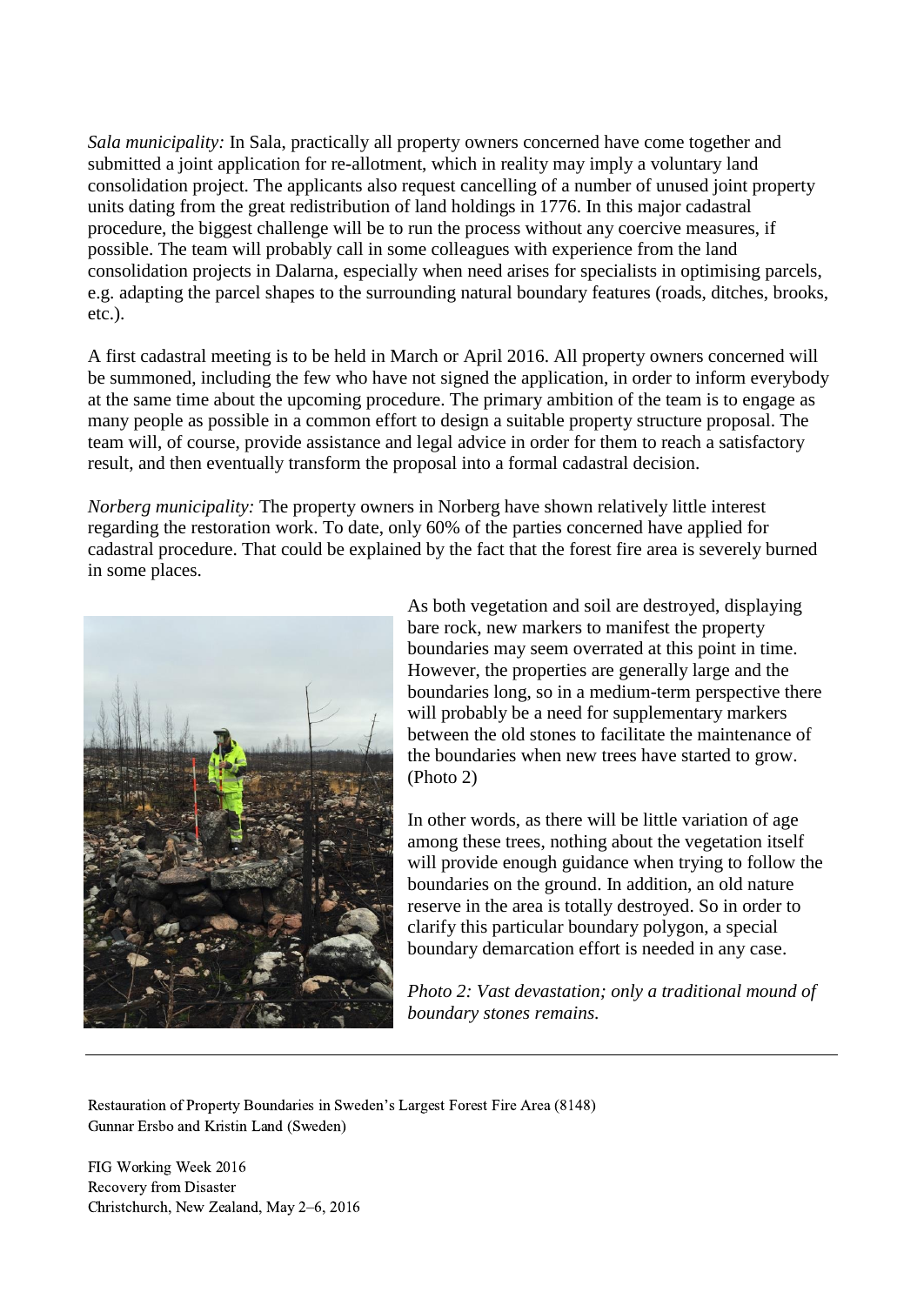*Sala municipality:* In Sala, practically all property owners concerned have come together and submitted a joint application for re-allotment, which in reality may imply a voluntary land consolidation project. The applicants also request cancelling of a number of unused joint property units dating from the great redistribution of land holdings in 1776. In this major cadastral procedure, the biggest challenge will be to run the process without any coercive measures, if possible. The team will probably call in some colleagues with experience from the land consolidation projects in Dalarna, especially when need arises for specialists in optimising parcels, e.g. adapting the parcel shapes to the surrounding natural boundary features (roads, ditches, brooks, etc.).

A first cadastral meeting is to be held in March or April 2016. All property owners concerned will be summoned, including the few who have not signed the application, in order to inform everybody at the same time about the upcoming procedure. The primary ambition of the team is to engage as many people as possible in a common effort to design a suitable property structure proposal. The team will, of course, provide assistance and legal advice in order for them to reach a satisfactory result, and then eventually transform the proposal into a formal cadastral decision.

*Norberg municipality:* The property owners in Norberg have shown relatively little interest regarding the restoration work. To date, only 60% of the parties concerned have applied for cadastral procedure. That could be explained by the fact that the forest fire area is severely burned in some places.

As both vegetation and soil are destroyed, displaying bare rock, new markers to manifest the property boundaries may seem overrated at this point in time. However, the properties are generally large and the boundaries long, so in a medium-term perspective there will probably be a need for supplementary markers between the old stones to facilitate the maintenance of the boundaries when new trees have started to grow. (Photo 2)

In other words, as there will be little variation of age among these trees, nothing about the vegetation itself will provide enough guidance when trying to follow the boundaries on the ground. In addition, an old nature reserve in the area is totally destroyed. So in order to clarify this particular boundary polygon, a special boundary demarcation effort is needed in any case.

*Photo 2: Vast devastation; only a traditional mound of boundary stones remains.*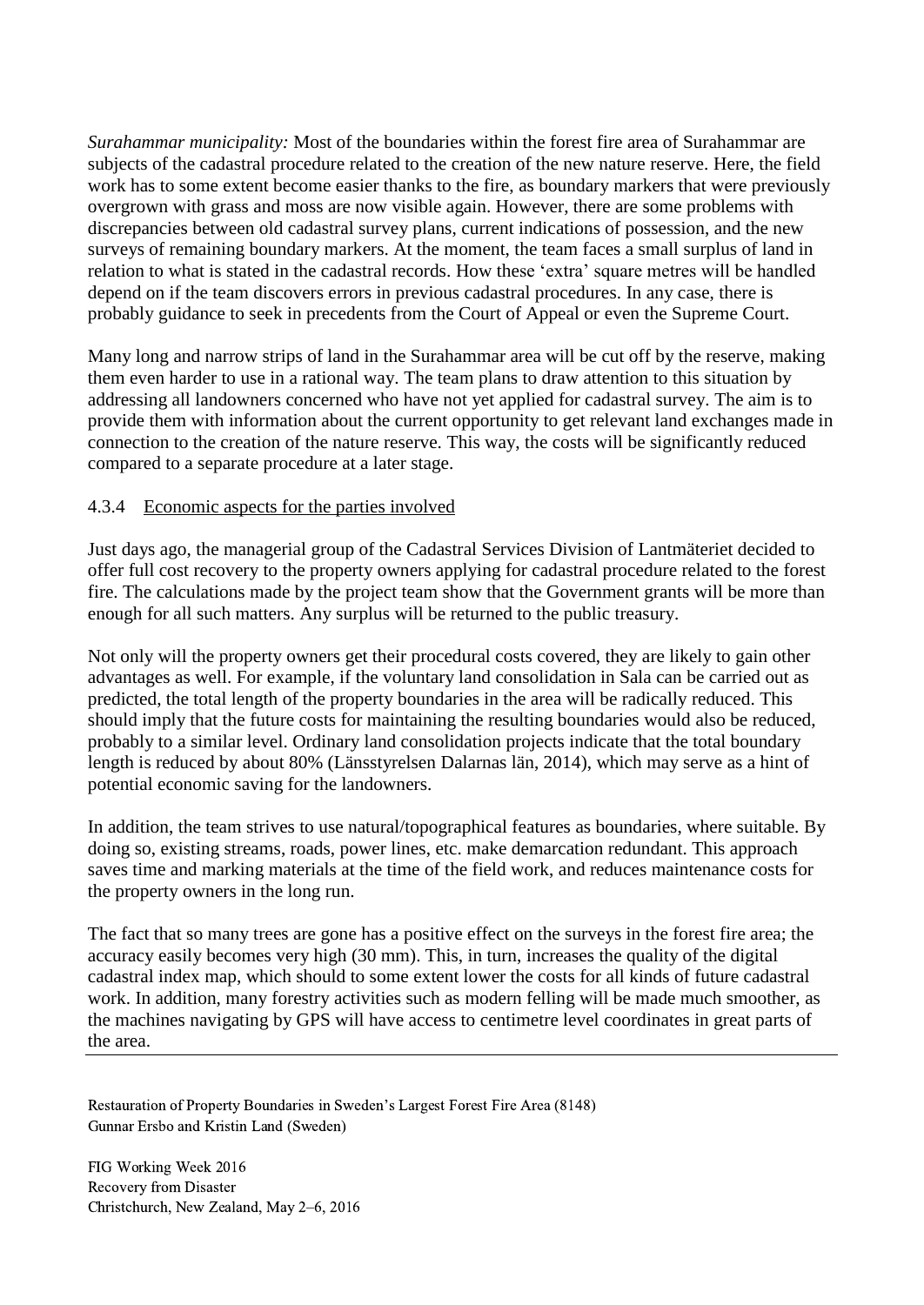*Surahammar municipality:* Most of the boundaries within the forest fire area of Surahammar are subjects of the cadastral procedure related to the creation of the new nature reserve. Here, the field work has to some extent become easier thanks to the fire, as boundary markers that were previously overgrown with grass and moss are now visible again. However, there are some problems with discrepancies between old cadastral survey plans, current indications of possession, and the new surveys of remaining boundary markers. At the moment, the team faces a small surplus of land in relation to what is stated in the cadastral records. How these 'extra' square metres will be handled depend on if the team discovers errors in previous cadastral procedures. In any case, there is probably guidance to seek in precedents from the Court of Appeal or even the Supreme Court.

Many long and narrow strips of land in the Surahammar area will be cut off by the reserve, making them even harder to use in a rational way. The team plans to draw attention to this situation by addressing all landowners concerned who have not yet applied for cadastral survey. The aim is to provide them with information about the current opportunity to get relevant land exchanges made in connection to the creation of the nature reserve. This way, the costs will be significantly reduced compared to a separate procedure at a later stage.

#### 4.3.4 Economic aspects for the parties involved

Just days ago, the managerial group of the Cadastral Services Division of Lantmäteriet decided to offer full cost recovery to the property owners applying for cadastral procedure related to the forest fire. The calculations made by the project team show that the Government grants will be more than enough for all such matters. Any surplus will be returned to the public treasury.

Not only will the property owners get their procedural costs covered, they are likely to gain other advantages as well. For example, if the voluntary land consolidation in Sala can be carried out as predicted, the total length of the property boundaries in the area will be radically reduced. This should imply that the future costs for maintaining the resulting boundaries would also be reduced, probably to a similar level. Ordinary land consolidation projects indicate that the total boundary length is reduced by about 80% (Länsstyrelsen Dalarnas län, 2014), which may serve as a hint of potential economic saving for the landowners.

In addition, the team strives to use natural/topographical features as boundaries, where suitable. By doing so, existing streams, roads, power lines, etc. make demarcation redundant. This approach saves time and marking materials at the time of the field work, and reduces maintenance costs for the property owners in the long run.

The fact that so many trees are gone has a positive effect on the surveys in the forest fire area; the accuracy easily becomes very high (30 mm). This, in turn, increases the quality of the digital cadastral index map, which should to some extent lower the costs for all kinds of future cadastral work. In addition, many forestry activities such as modern felling will be made much smoother, as the machines navigating by GPS will have access to centimetre level coordinates in great parts of the area.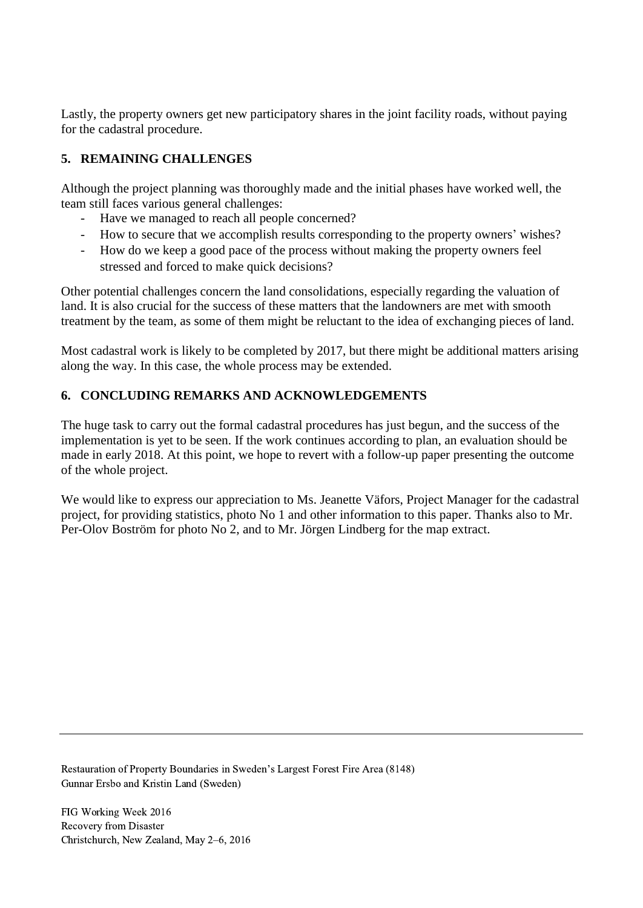Lastly, the property owners get new participatory shares in the joint facility roads, without paying for the cadastral procedure.

## 5. REMAINING CHALLENGES

Although the project planning was thoroughly made and the initial phases have worked well, the team still faces various general challenges:

- Have we managed to reach all people concerned?
- How to secure that we accomplish results corresponding to the property owners' wishes?
- How do we keep a good pace of the process without making the property owners feel stressed and forced to make quick decisions?

Other potential challenges concern the land consolidations, especially regarding the valuation of land. It is also crucial for the success of these matters that the landowners are met with smooth treatment by the team, as some of them might be reluctant to the idea of exchanging pieces of land.

Most cadastral work is likely to be completed by 2017, but there might be additional matters arising along the way. In this case, the whole process may be extended.

## 6. CONCLUDING REMARKS AND ACKNOWLEDGEMENTS

The huge task to carry out the formal cadastral procedures has just begun, and the success of the implementation is yet to be seen. If the work continues according to plan, an evaluation should be made in early 2018. At this point, we hope to revert with a follow-up paper presenting the outcome of the whole project.

We would like to express our appreciation to Ms. Jeanette Väfors, Project Manager for the cadastral project, for providing statistics, photo No 1 and other information to this paper. Thanks also to Mr. Per-Olov Boström for photo No 2, and to Mr. Jörgen Lindberg for the map extract.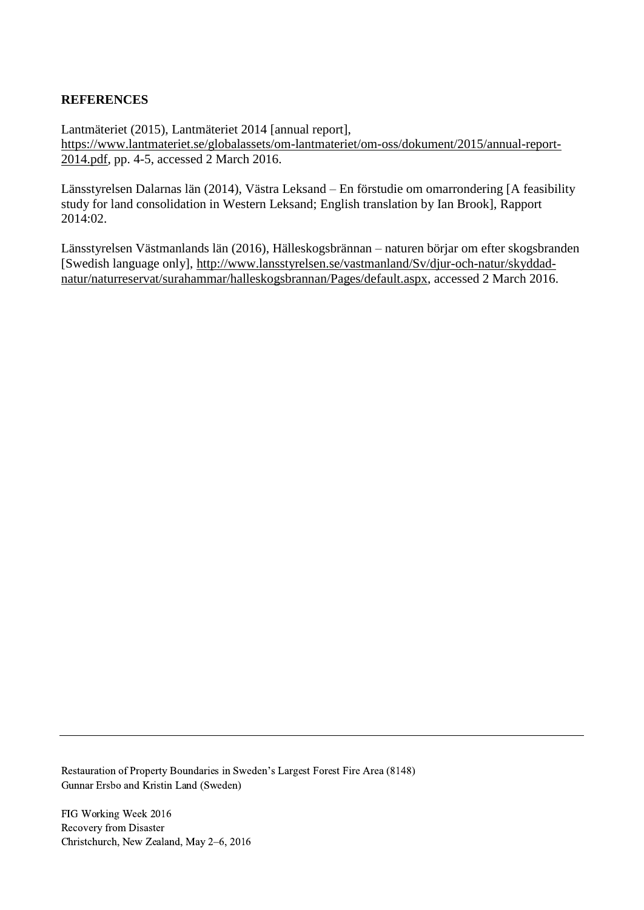**REFERENCES**

Lantmäteriet (2015), Lantmäteriet 2014 [annual report], https://www.lantmateriet.se/globalassets/om-lantmateriet/om-oss/dokument/2015/annual-report-2014.pdf, pp. 4-5, accessed 2 March 2016.

Länsstyrelsen Dalarnas län (2014), Västra Leksand – En förstudie om omarrondering [A feasibility study for land consolidation in Western Leksand; English translation by Ian Brook], Rapport 2014:02.

Länsstyrelsen Västmanlands län (2016), Hälleskogsbrännan – naturen börjar om efter skogsbranden [Swedish language only], http://www.lansstyrelsen.se/vastmanland/Sv/djur-och-natur/skyddad-natur/naturreservat/surahammar/halleskogsbrannan/Pages/default.aspx, accessed 2 March 2016.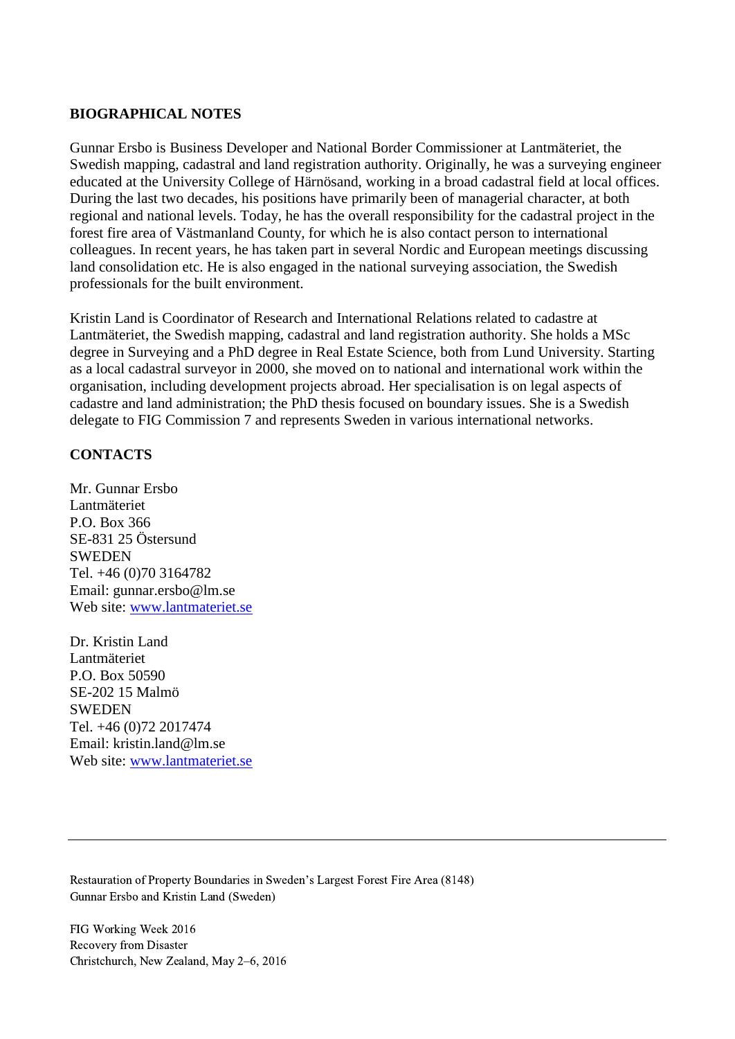## BIOGRAPHICAL NOTES

Gunnar Ersbo is Business Developer and National Border Commissioner at Lantmäteriet, the Swedish mapping, cadastral and land registration authority. Originally, he was a surveying engineer educated at the University College of Härnösand, working in a broad cadastral field at local offices. During the last two decades, his positions have primarily been of managerial character, at both regional and national levels. Today, he has the overall responsibility for the cadastral project in the forest fire area of Västmanland County, for which he is also contact person to international colleagues. In recent years, he has taken part in several Nordic and European meetings discussing land consolidation etc. He is also engaged in the national surveying association, the Swedish professionals for the built environment.

Kristin Land is Coordinator of Research and International Relations related to cadastre at Lantmäteriet, the Swedish mapping, cadastral and land registration authority. She holds a MSc degree in Surveying and a PhD degree in Real Estate Science, both from Lund University. Starting as a local cadastral surveyor in 2000, she moved on to national and international work within the organisation, including development projects abroad. Her specialisation is on legal aspects of cadastre and land administration; the PhD thesis focused on boundary issues. She is a Swedish delegate to FIG Commission 7 and represents Sweden in various international networks.

## CONTACTS

Mr. Gunnar Ersbo
Lantmäteriet
P.O. Box 366
SE-831 25 Östersund
SWEDEN
Tel. +46 (0)70 3164782
Email: gunnar.ersbo@lm.se
Web site: [www.lantmateriet.se](www.lantmateriet.se)

Dr. Kristin Land
Lantmäteriet
P.O. Box 50590
SE-202 15 Malmö
SWEDEN
Tel. +46 (0)72 2017474
Email: kristin.land@lm.se
Web site: [www.lantmateriet.se](www.lantmateriet.se)